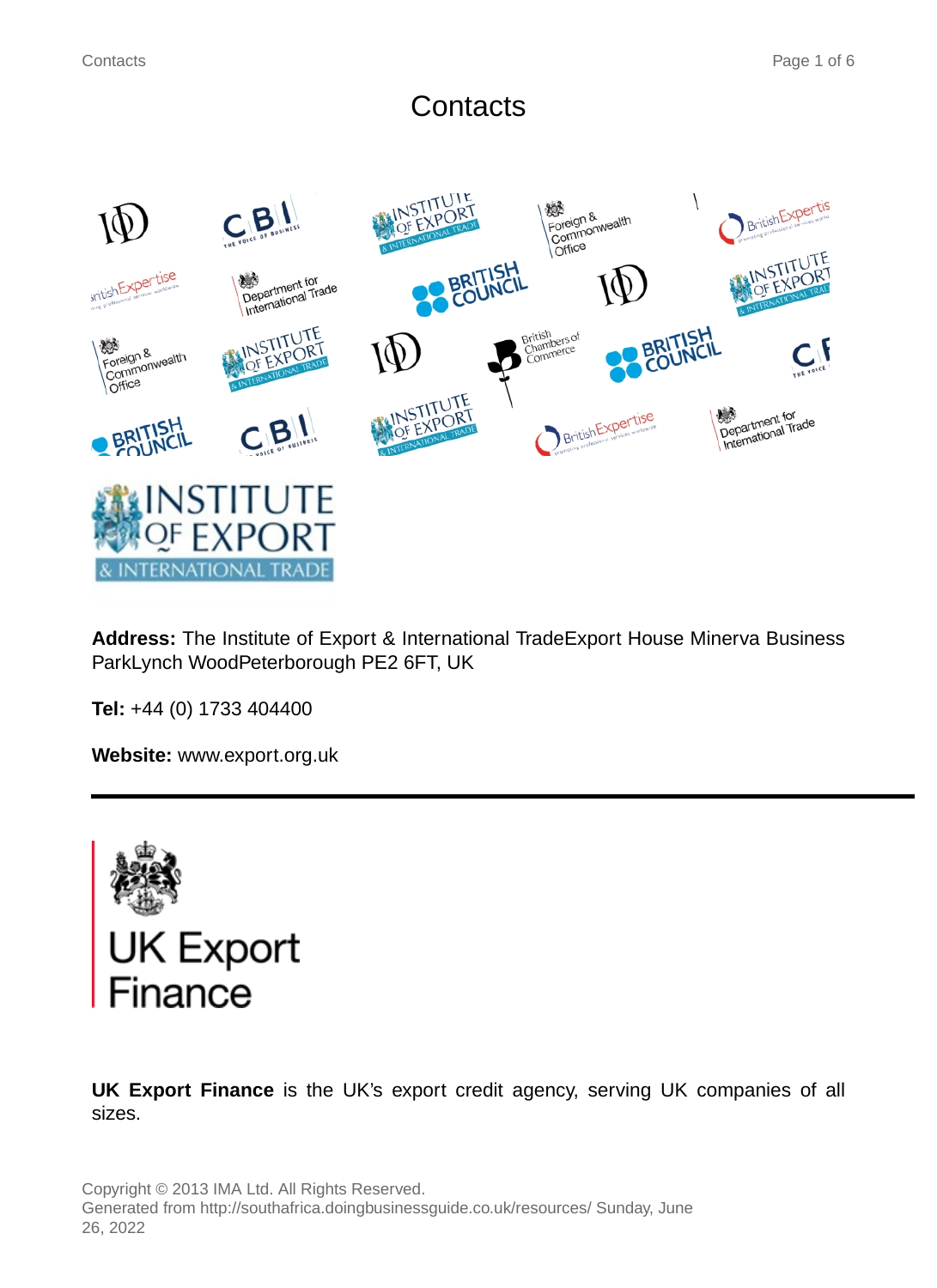# Contacts

**Address:** The Institute of Export & International TradeExport House Minerva Business ParkLynch WoodPeterborough PE2 6FT, UK

**Tel:** +44 (0) 1733 404400

**Website:** www.export.org.uk

---

**UK Export Finance** is the UK's export credit agency, serving UK companies of all sizes.

Copyright © 2013 IMA Ltd. All Rights Reserved.
Generated from http://southafrica.doingbusinessguide.co.uk/resources/ Sunday, June 26, 2022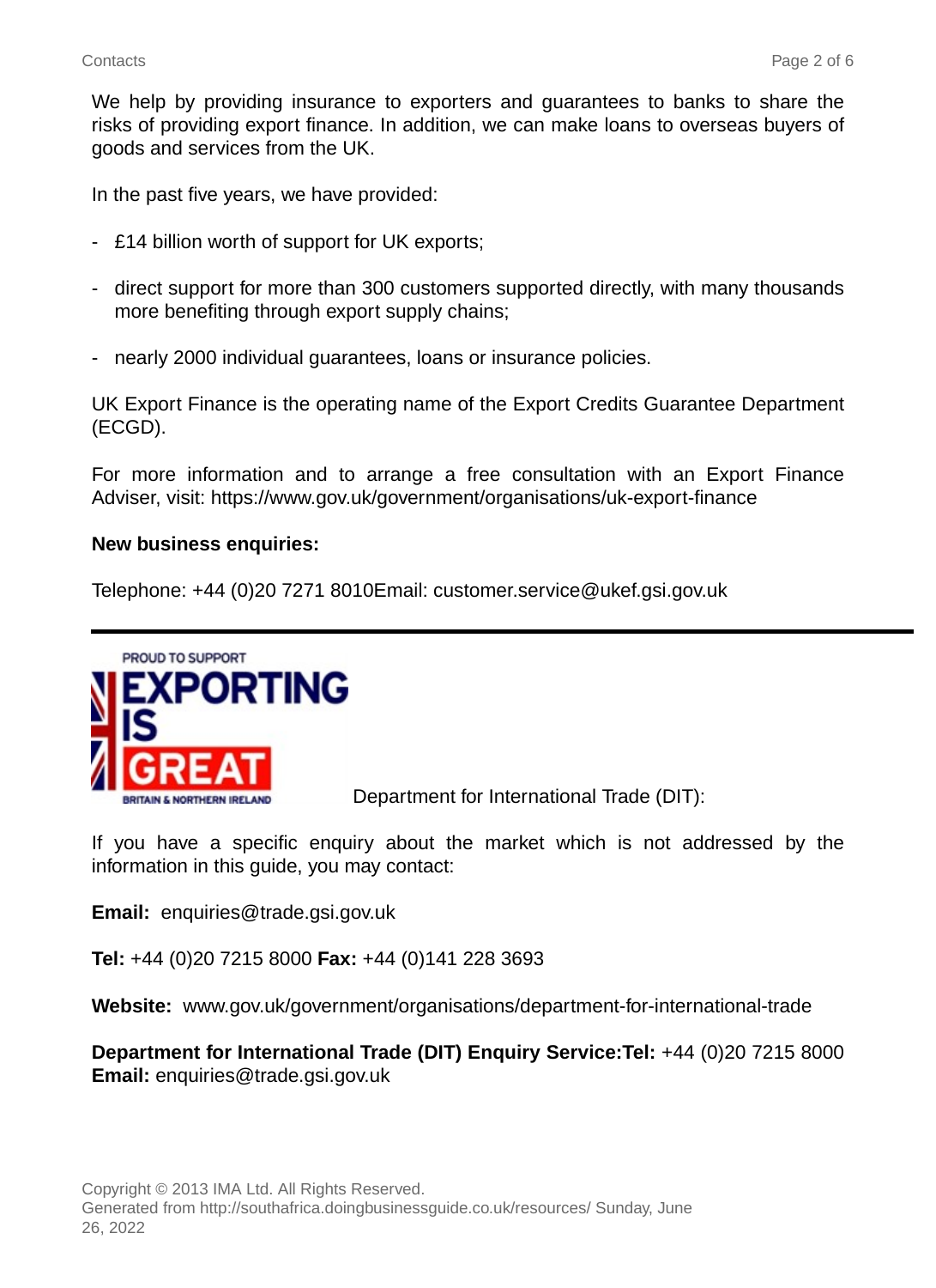We help by providing insurance to exporters and guarantees to banks to share the risks of providing export finance. In addition, we can make loans to overseas buyers of goods and services from the UK.

In the past five years, we have provided:

- £14 billion worth of support for UK exports;
- direct support for more than 300 customers supported directly, with many thousands more benefiting through export supply chains;
- nearly 2000 individual guarantees, loans or insurance policies.

UK Export Finance is the operating name of the Export Credits Guarantee Department (ECGD).

For more information and to arrange a free consultation with an Export Finance Adviser, visit: https://www.gov.uk/government/organisations/uk-export-finance

**New business enquiries:**

Telephone: +44 (0)20 7271 8010Email: customer.service@ukef.gsi.gov.uk

---

PROUD TO SUPPORT EXPORTING IS GREAT BRITAIN & NORTHERN IRELAND

Department for International Trade (DIT):

If you have a specific enquiry about the market which is not addressed by the information in this guide, you may contact:

**Email:** enquiries@trade.gsi.gov.uk

**Tel:** +44 (0)20 7215 8000 **Fax:** +44 (0)141 228 3693

**Website:** www.gov.uk/government/organisations/department-for-international-trade

**Department for International Trade (DIT) Enquiry Service:Tel:** +44 (0)20 7215 8000
**Email:** enquiries@trade.gsi.gov.uk

Copyright © 2013 IMA Ltd. All Rights Reserved.
Generated from http://southafrica.doingbusinessguide.co.uk/resources/ Sunday, June 26, 2022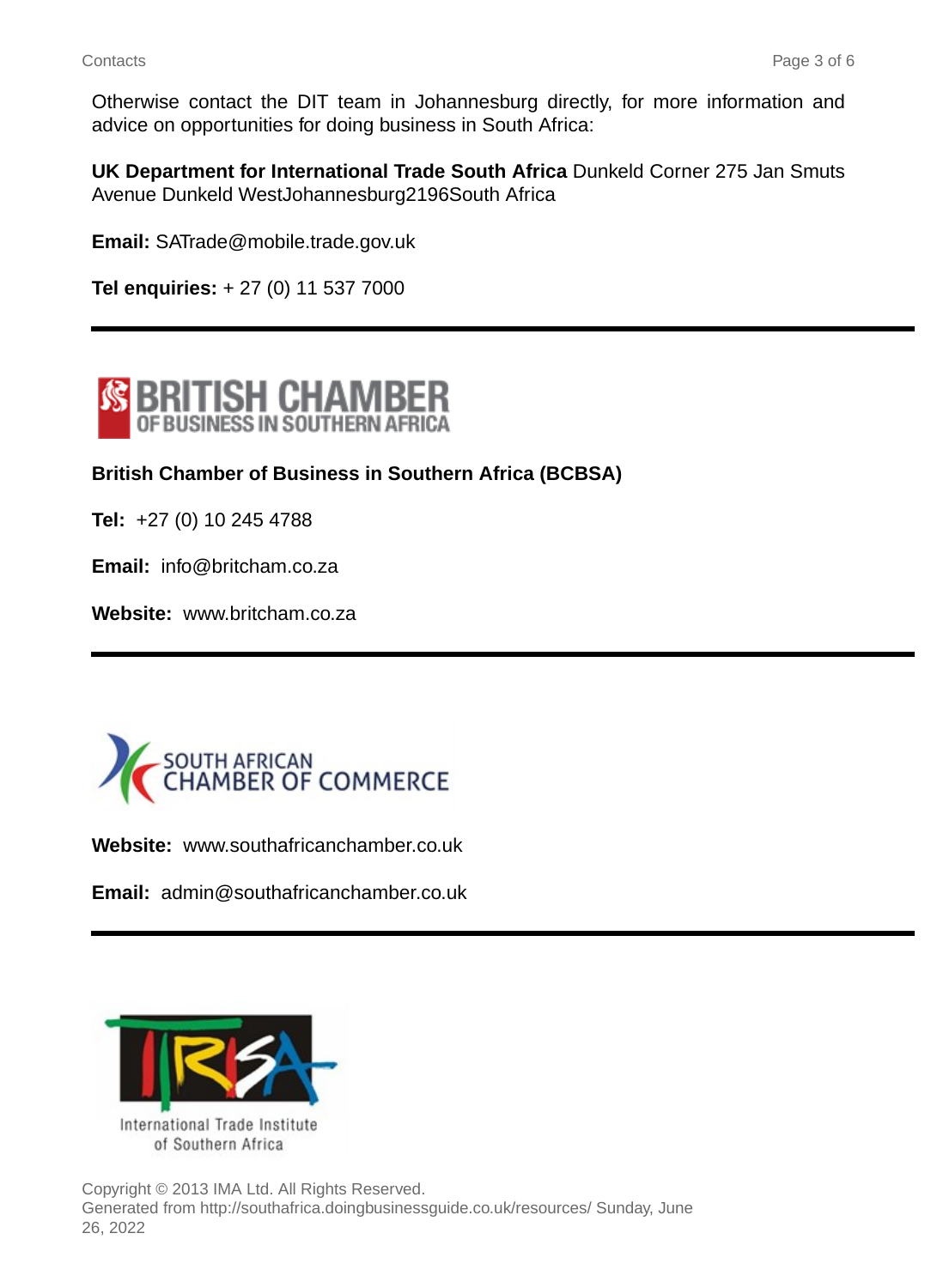Otherwise contact the DIT team in Johannesburg directly, for more information and advice on opportunities for doing business in South Africa:

**UK Department for International Trade South Africa** Dunkeld Corner 275 Jan Smuts Avenue Dunkeld WestJohannesburg2196South Africa

**Email:** SATrade@mobile.trade.gov.uk

**Tel enquiries:** + 27 (0) 11 537 7000

---

BRITISH CHAMBER
OF BUSINESS IN SOUTHERN AFRICA

**British Chamber of Business in Southern Africa (BCBSA)**

**Tel:** +27 (0) 10 245 4788

**Email:** info@britcham.co.za

**Website:** www.britcham.co.za

---

SOUTH AFRICAN
CHAMBER OF COMMERCE

**Website:** www.southafricanchamber.co.uk

**Email:** admin@southafricanchamber.co.uk

---

TRISA
International Trade Institute
of Southern Africa

Copyright © 2013 IMA Ltd. All Rights Reserved.
Generated from http://southafrica.doingbusinessguide.co.uk/resources/ Sunday, June 26, 2022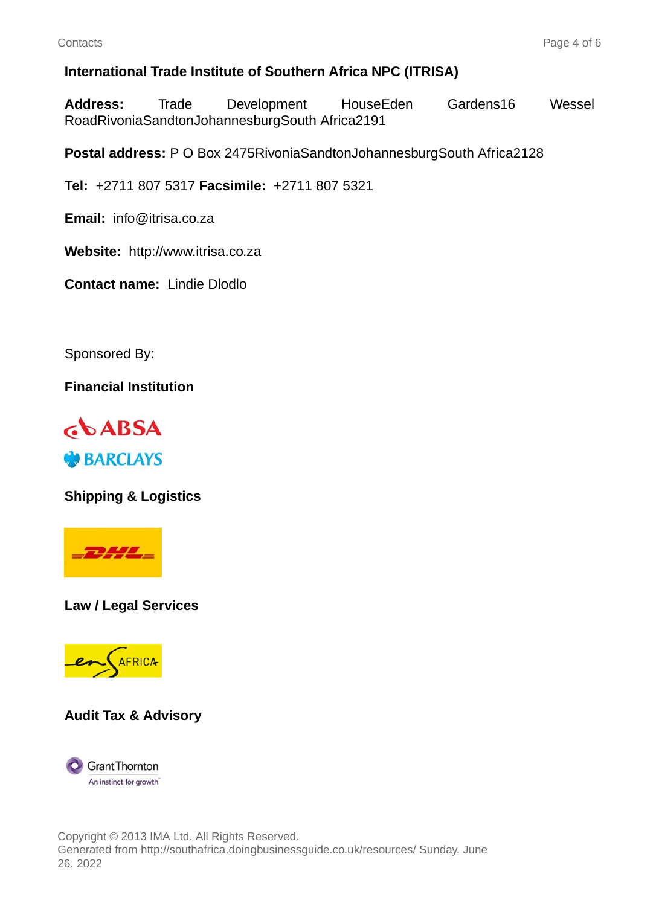**International Trade Institute of Southern Africa NPC (ITRISA)**

**Address:** Trade Development HouseEden Gardens16 Wessel RoadRivoniaSandtonJohannesburgSouth Africa2191

**Postal address:** P O Box 2475RivoniaSandtonJohannesburgSouth Africa2128

**Tel:** +2711 807 5317 **Facsimile:** +2711 807 5321

**Email:** info@itrisa.co.za

**Website:** http://www.itrisa.co.za

**Contact name:** Lindie Dlodlo

Sponsored By:

**Financial Institution**

ABSA

BARCLAYS

**Shipping & Logistics**

DHL

**Law / Legal Services**

ENSAFRICA

**Audit Tax & Advisory**

Grant Thornton

An instinct for growth

Copyright © 2013 IMA Ltd. All Rights Reserved.
Generated from http://southafrica.doingbusinessguide.co.uk/resources/ Sunday, June 26, 2022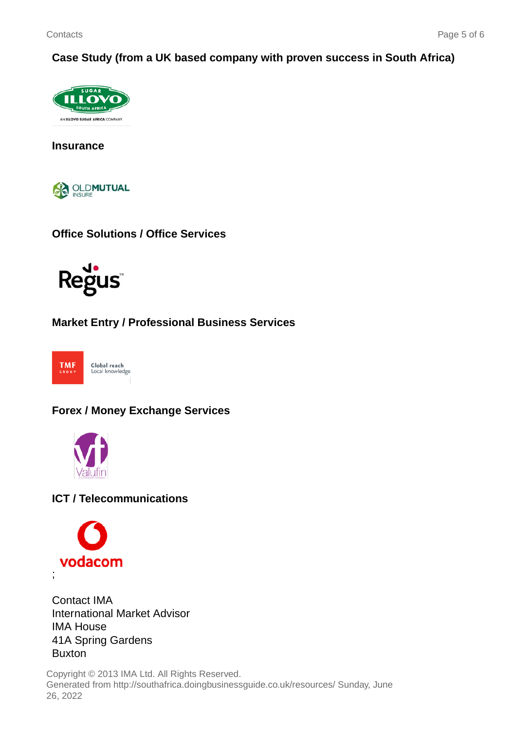**Case Study (from a UK based company with proven success in South Africa)**

**Insurance**

**Office Solutions / Office Services**

**Market Entry / Professional Business Services**

**Forex / Money Exchange Services**

**ICT / Telecommunications**

;

Contact IMA
International Market Advisor
IMA House
41A Spring Gardens
Buxton

Copyright © 2013 IMA Ltd. All Rights Reserved.
Generated from http://southafrica.doingbusinessguide.co.uk/resources/ Sunday, June 26, 2022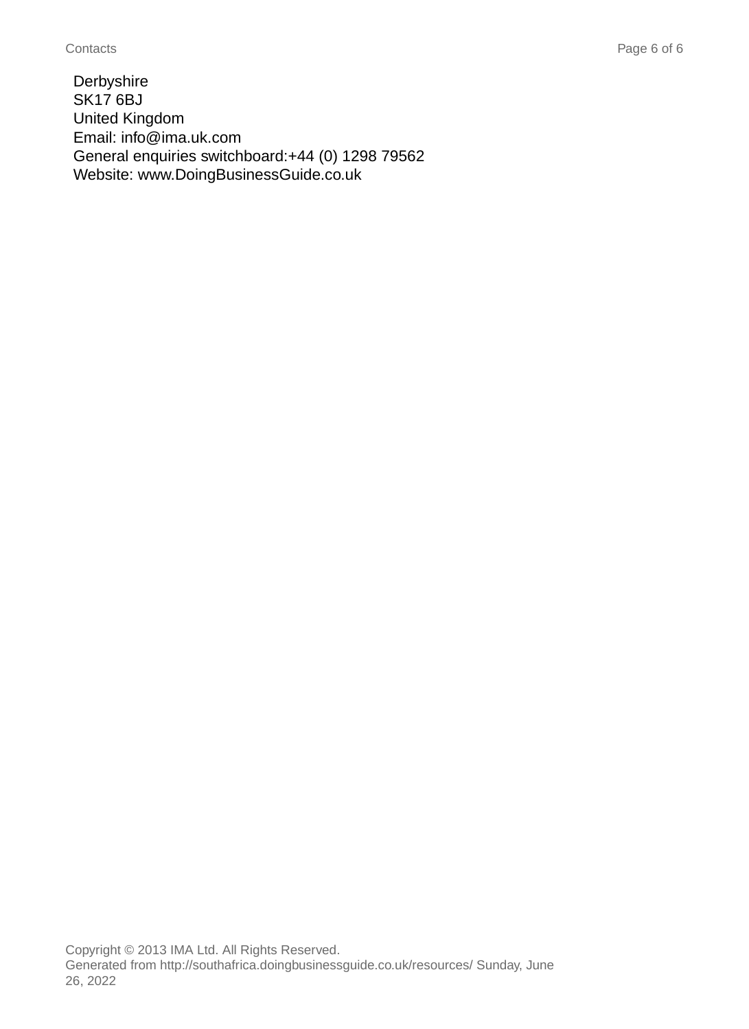Derbyshire
SK17 6BJ
United Kingdom
Email: info@ima.uk.com
General enquiries switchboard:+44 (0) 1298 79562
Website: www.DoingBusinessGuide.co.uk

Copyright © 2013 IMA Ltd. All Rights Reserved.
Generated from http://southafrica.doingbusinessguide.co.uk/resources/ Sunday, June 26, 2022